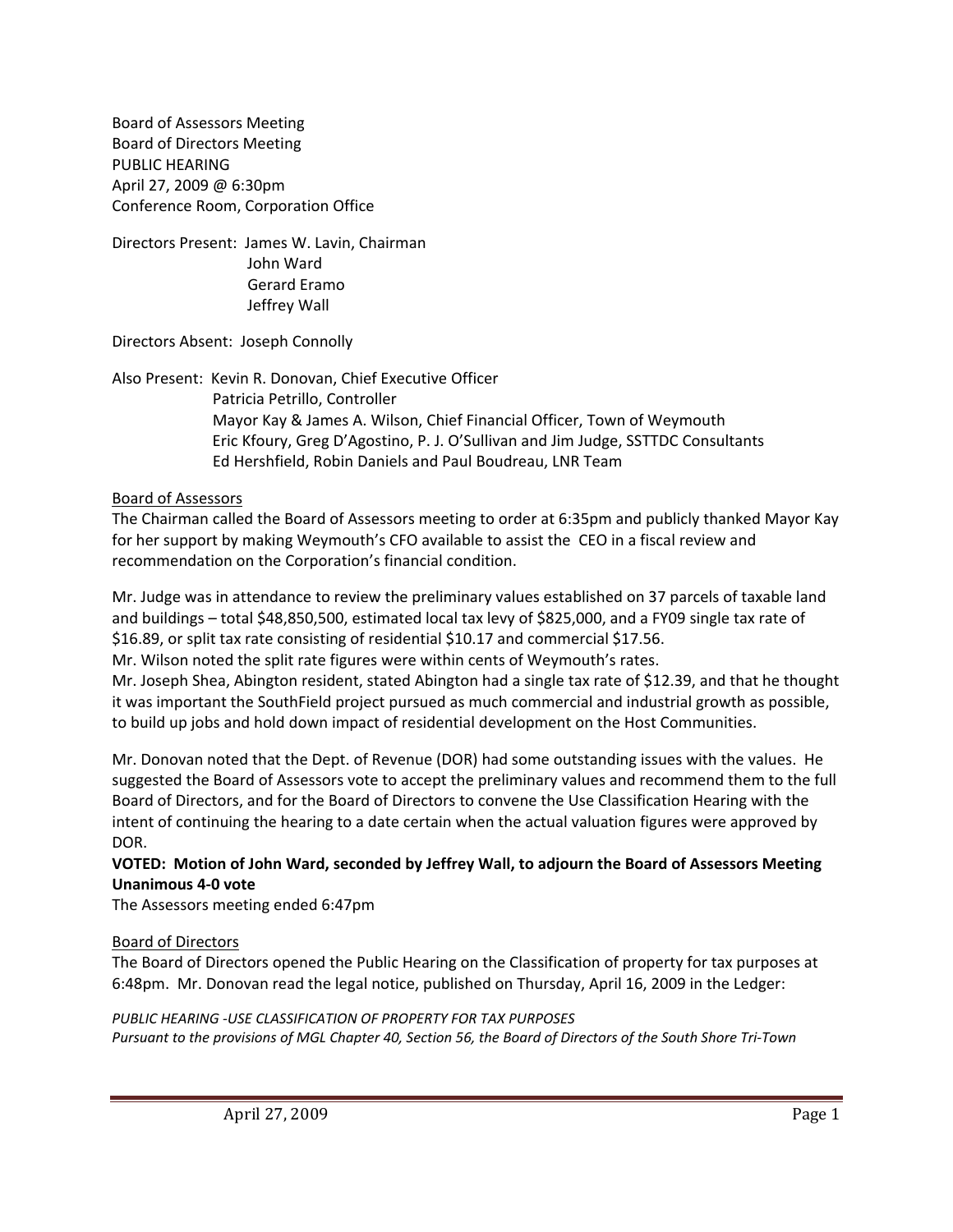Board of Assessors Meeting  
Board of Directors Meeting  
PUBLIC HEARING  
April 27, 2009 @ 6:30pm  
Conference Room, Corporation Office

Directors Present: James W. Lavin, Chairman  
John Ward  
Gerard Eramo  
Jeffrey Wall

Directors Absent: Joseph Connolly

Also Present: Kevin R. Donovan, Chief Executive Officer  
Patricia Petrillo, Controller  
Mayor Kay & James A. Wilson, Chief Financial Officer, Town of Weymouth  
Eric Kfoury, Greg D'Agostino, P. J. O'Sullivan and Jim Judge, SSTTDC Consultants  
Ed Hershfield, Robin Daniels and Paul Boudreau, LNR Team

## Board of Assessors

The Chairman called the Board of Assessors meeting to order at 6:35pm and publicly thanked Mayor Kay for her support by making Weymouth's CFO available to assist the CEO in a fiscal review and recommendation on the Corporation's financial condition.

Mr. Judge was in attendance to review the preliminary values established on 37 parcels of taxable land and buildings – total $48,850,500, estimated local tax levy of $825,000, and a FY09 single tax rate of $16.89, or split tax rate consisting of residential $10.17 and commercial $17.56.

Mr. Wilson noted the split rate figures were within cents of Weymouth's rates.

Mr. Joseph Shea, Abington resident, stated Abington had a single tax rate of $12.39, and that he thought it was important the SouthField project pursued as much commercial and industrial growth as possible, to build up jobs and hold down impact of residential development on the Host Communities.

Mr. Donovan noted that the Dept. of Revenue (DOR) had some outstanding issues with the values. He suggested the Board of Assessors vote to accept the preliminary values and recommend them to the full Board of Directors, and for the Board of Directors to convene the Use Classification Hearing with the intent of continuing the hearing to a date certain when the actual valuation figures were approved by DOR.

**VOTED: Motion of John Ward, seconded by Jeffrey Wall, to adjourn the Board of Assessors Meeting Unanimous 4-0 vote**

The Assessors meeting ended 6:47pm

## Board of Directors

The Board of Directors opened the Public Hearing on the Classification of property for tax purposes at 6:48pm. Mr. Donovan read the legal notice, published on Thursday, April 16, 2009 in the Ledger:

*PUBLIC HEARING -USE CLASSIFICATION OF PROPERTY FOR TAX PURPOSES*  
*Pursuant to the provisions of MGL Chapter 40, Section 56, the Board of Directors of the South Shore Tri-Town*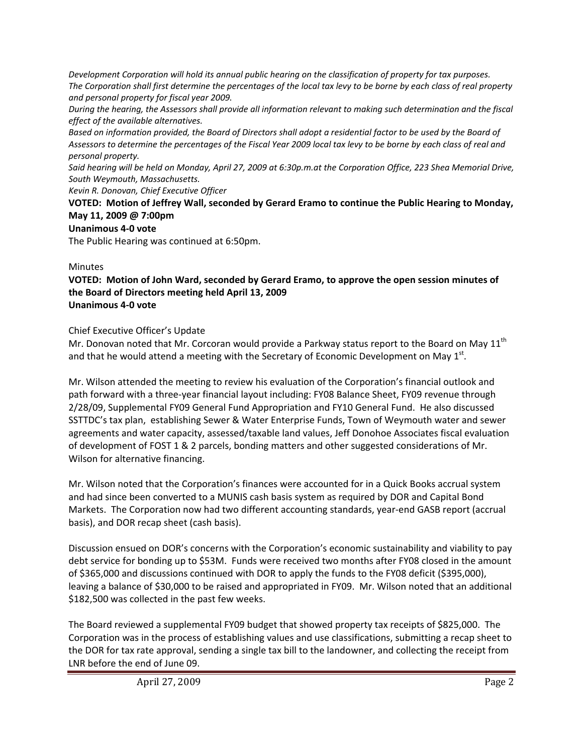*Development Corporation will hold its annual public hearing on the classification of property for tax purposes. The Corporation shall first determine the percentages of the local tax levy to be borne by each class of real property and personal property for fiscal year 2009.*

*During the hearing, the Assessors shall provide all information relevant to making such determination and the fiscal effect of the available alternatives.*

*Based on information provided, the Board of Directors shall adopt a residential factor to be used by the Board of Assessors to determine the percentages of the Fiscal Year 2009 local tax levy to be borne by each class of real and personal property.*

*Said hearing will be held on Monday, April 27, 2009 at 6:30p.m.at the Corporation Office, 223 Shea Memorial Drive, South Weymouth, Massachusetts.*

*Kevin R. Donovan, Chief Executive Officer*

**VOTED: Motion of Jeffrey Wall, seconded by Gerard Eramo to continue the Public Hearing to Monday, May 11, 2009 @ 7:00pm**

**Unanimous 4-0 vote**

The Public Hearing was continued at 6:50pm.

Minutes

**VOTED: Motion of John Ward, seconded by Gerard Eramo, to approve the open session minutes of the Board of Directors meeting held April 13, 2009**

**Unanimous 4-0 vote**

Chief Executive Officer's Update

Mr. Donovan noted that Mr. Corcoran would provide a Parkway status report to the Board on May 11th and that he would attend a meeting with the Secretary of Economic Development on May 1st.

Mr. Wilson attended the meeting to review his evaluation of the Corporation's financial outlook and path forward with a three-year financial layout including: FY08 Balance Sheet, FY09 revenue through 2/28/09, Supplemental FY09 General Fund Appropriation and FY10 General Fund. He also discussed SSTTDC's tax plan, establishing Sewer & Water Enterprise Funds, Town of Weymouth water and sewer agreements and water capacity, assessed/taxable land values, Jeff Donohoe Associates fiscal evaluation of development of FOST 1 & 2 parcels, bonding matters and other suggested considerations of Mr. Wilson for alternative financing.

Mr. Wilson noted that the Corporation's finances were accounted for in a Quick Books accrual system and had since been converted to a MUNIS cash basis system as required by DOR and Capital Bond Markets. The Corporation now had two different accounting standards, year-end GASB report (accrual basis), and DOR recap sheet (cash basis).

Discussion ensued on DOR's concerns with the Corporation's economic sustainability and viability to pay debt service for bonding up to $53M. Funds were received two months after FY08 closed in the amount of $365,000 and discussions continued with DOR to apply the funds to the FY08 deficit ($395,000), leaving a balance of $30,000 to be raised and appropriated in FY09. Mr. Wilson noted that an additional $182,500 was collected in the past few weeks.

The Board reviewed a supplemental FY09 budget that showed property tax receipts of $825,000. The Corporation was in the process of establishing values and use classifications, submitting a recap sheet to the DOR for tax rate approval, sending a single tax bill to the landowner, and collecting the receipt from LNR before the end of June 09.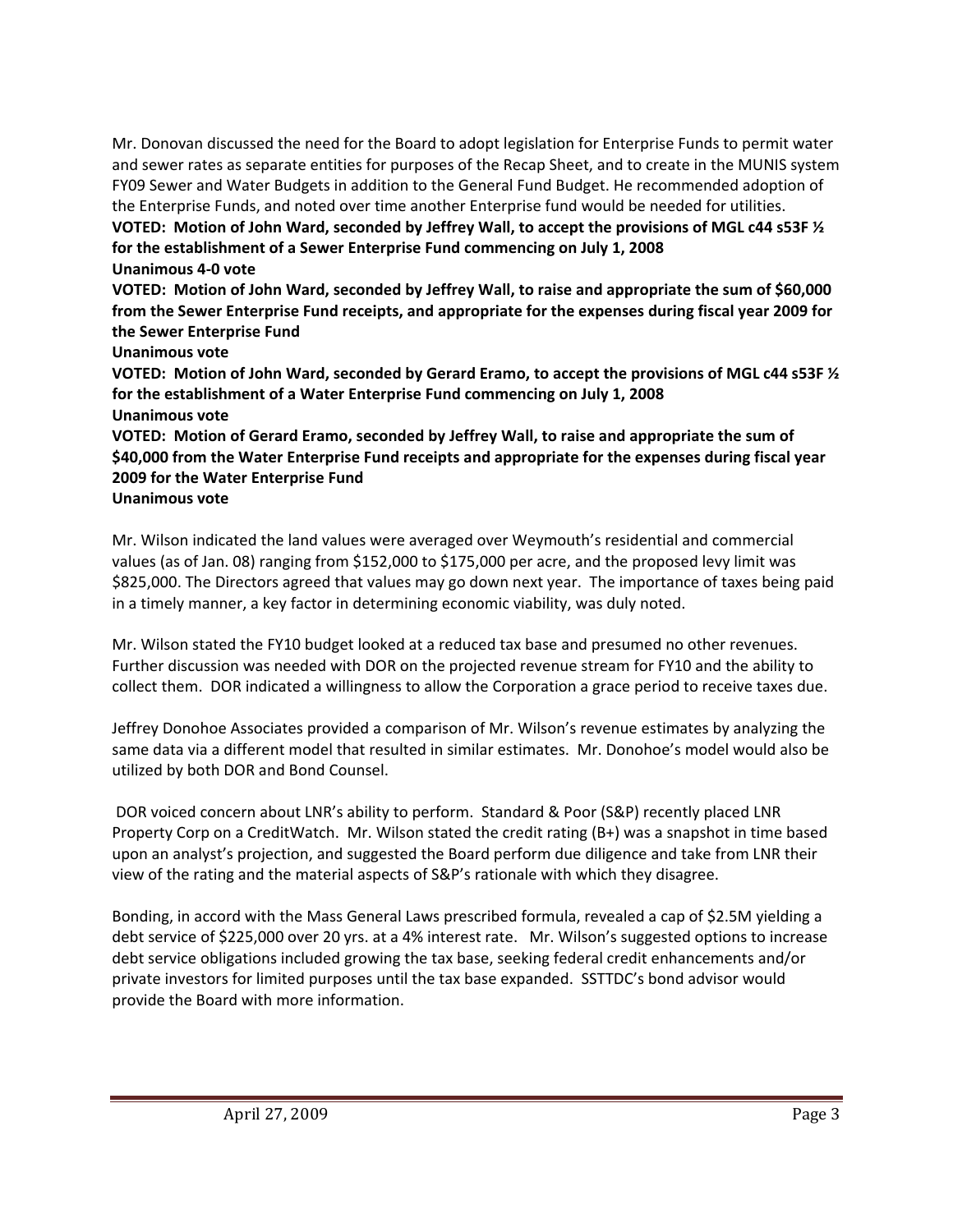Mr. Donovan discussed the need for the Board to adopt legislation for Enterprise Funds to permit water and sewer rates as separate entities for purposes of the Recap Sheet, and to create in the MUNIS system FY09 Sewer and Water Budgets in addition to the General Fund Budget. He recommended adoption of the Enterprise Funds, and noted over time another Enterprise fund would be needed for utilities.

**VOTED: Motion of John Ward, seconded by Jeffrey Wall, to accept the provisions of MGL c44 s53F ½ for the establishment of a Sewer Enterprise Fund commencing on July 1, 2008**
**Unanimous 4-0 vote**

**VOTED: Motion of John Ward, seconded by Jeffrey Wall, to raise and appropriate the sum of $60,000 from the Sewer Enterprise Fund receipts, and appropriate for the expenses during fiscal year 2009 for the Sewer Enterprise Fund**
**Unanimous vote**

**VOTED: Motion of John Ward, seconded by Gerard Eramo, to accept the provisions of MGL c44 s53F ½ for the establishment of a Water Enterprise Fund commencing on July 1, 2008**
**Unanimous vote**

**VOTED: Motion of Gerard Eramo, seconded by Jeffrey Wall, to raise and appropriate the sum of $40,000 from the Water Enterprise Fund receipts and appropriate for the expenses during fiscal year 2009 for the Water Enterprise Fund**
**Unanimous vote**

Mr. Wilson indicated the land values were averaged over Weymouth's residential and commercial values (as of Jan. 08) ranging from $152,000 to $175,000 per acre, and the proposed levy limit was $825,000. The Directors agreed that values may go down next year. The importance of taxes being paid in a timely manner, a key factor in determining economic viability, was duly noted.

Mr. Wilson stated the FY10 budget looked at a reduced tax base and presumed no other revenues. Further discussion was needed with DOR on the projected revenue stream for FY10 and the ability to collect them. DOR indicated a willingness to allow the Corporation a grace period to receive taxes due.

Jeffrey Donohoe Associates provided a comparison of Mr. Wilson's revenue estimates by analyzing the same data via a different model that resulted in similar estimates. Mr. Donohoe's model would also be utilized by both DOR and Bond Counsel.

DOR voiced concern about LNR's ability to perform. Standard & Poor (S&P) recently placed LNR Property Corp on a CreditWatch. Mr. Wilson stated the credit rating (B+) was a snapshot in time based upon an analyst's projection, and suggested the Board perform due diligence and take from LNR their view of the rating and the material aspects of S&P's rationale with which they disagree.

Bonding, in accord with the Mass General Laws prescribed formula, revealed a cap of $2.5M yielding a debt service of $225,000 over 20 yrs. at a 4% interest rate. Mr. Wilson's suggested options to increase debt service obligations included growing the tax base, seeking federal credit enhancements and/or private investors for limited purposes until the tax base expanded. SSTTDC's bond advisor would provide the Board with more information.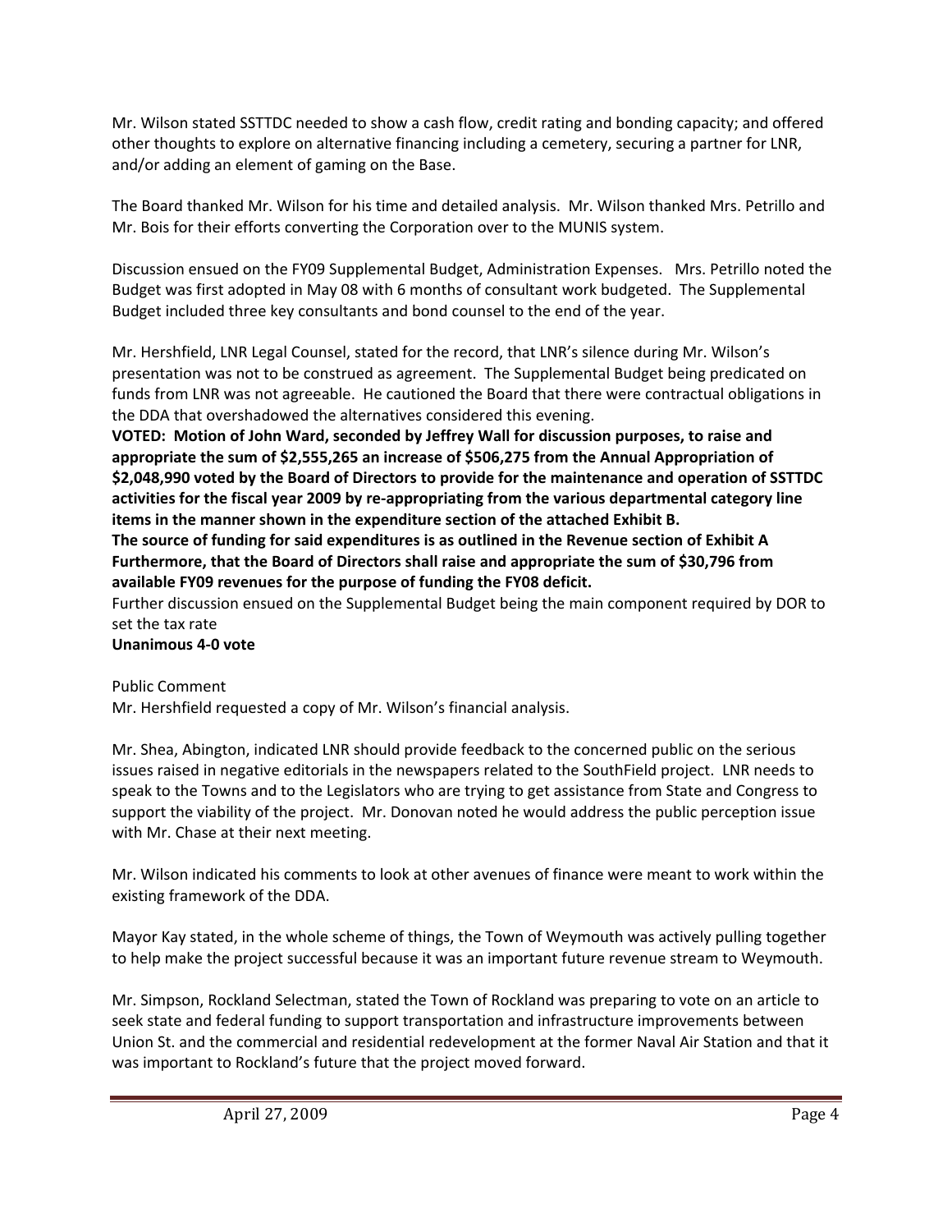Mr. Wilson stated SSTTDC needed to show a cash flow, credit rating and bonding capacity; and offered other thoughts to explore on alternative financing including a cemetery, securing a partner for LNR, and/or adding an element of gaming on the Base.

The Board thanked Mr. Wilson for his time and detailed analysis. Mr. Wilson thanked Mrs. Petrillo and Mr. Bois for their efforts converting the Corporation over to the MUNIS system.

Discussion ensued on the FY09 Supplemental Budget, Administration Expenses. Mrs. Petrillo noted the Budget was first adopted in May 08 with 6 months of consultant work budgeted. The Supplemental Budget included three key consultants and bond counsel to the end of the year.

Mr. Hershfield, LNR Legal Counsel, stated for the record, that LNR's silence during Mr. Wilson's presentation was not to be construed as agreement. The Supplemental Budget being predicated on funds from LNR was not agreeable. He cautioned the Board that there were contractual obligations in the DDA that overshadowed the alternatives considered this evening.

**VOTED: Motion of John Ward, seconded by Jeffrey Wall for discussion purposes, to raise and appropriate the sum of $2,555,265 an increase of $506,275 from the Annual Appropriation of $2,048,990 voted by the Board of Directors to provide for the maintenance and operation of SSTTDC activities for the fiscal year 2009 by re-appropriating from the various departmental category line items in the manner shown in the expenditure section of the attached Exhibit B.**

**The source of funding for said expenditures is as outlined in the Revenue section of Exhibit A Furthermore, that the Board of Directors shall raise and appropriate the sum of $30,796 from available FY09 revenues for the purpose of funding the FY08 deficit.**

Further discussion ensued on the Supplemental Budget being the main component required by DOR to set the tax rate

**Unanimous 4-0 vote**

Public Comment

Mr. Hershfield requested a copy of Mr. Wilson's financial analysis.

Mr. Shea, Abington, indicated LNR should provide feedback to the concerned public on the serious issues raised in negative editorials in the newspapers related to the SouthField project. LNR needs to speak to the Towns and to the Legislators who are trying to get assistance from State and Congress to support the viability of the project. Mr. Donovan noted he would address the public perception issue with Mr. Chase at their next meeting.

Mr. Wilson indicated his comments to look at other avenues of finance were meant to work within the existing framework of the DDA.

Mayor Kay stated, in the whole scheme of things, the Town of Weymouth was actively pulling together to help make the project successful because it was an important future revenue stream to Weymouth.

Mr. Simpson, Rockland Selectman, stated the Town of Rockland was preparing to vote on an article to seek state and federal funding to support transportation and infrastructure improvements between Union St. and the commercial and residential redevelopment at the former Naval Air Station and that it was important to Rockland's future that the project moved forward.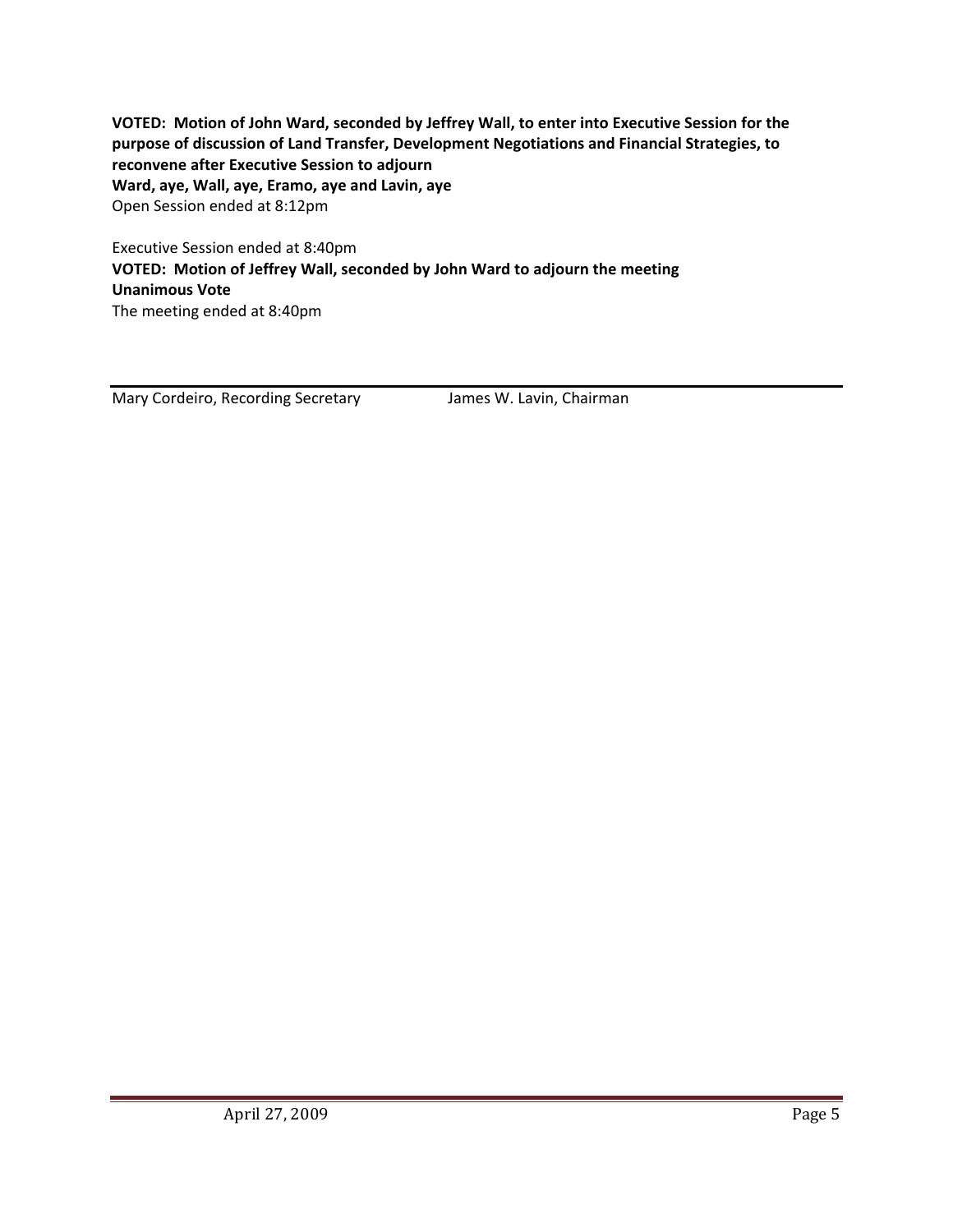**VOTED: Motion of John Ward, seconded by Jeffrey Wall, to enter into Executive Session for the purpose of discussion of Land Transfer, Development Negotiations and Financial Strategies, to reconvene after Executive Session to adjourn**
**Ward, aye, Wall, aye, Eramo, aye and Lavin, aye**
Open Session ended at 8:12pm

Executive Session ended at 8:40pm
**VOTED: Motion of Jeffrey Wall, seconded by John Ward to adjourn the meeting**
**Unanimous Vote**
The meeting ended at 8:40pm

Mary Cordeiro, Recording Secretary

James W. Lavin, Chairman